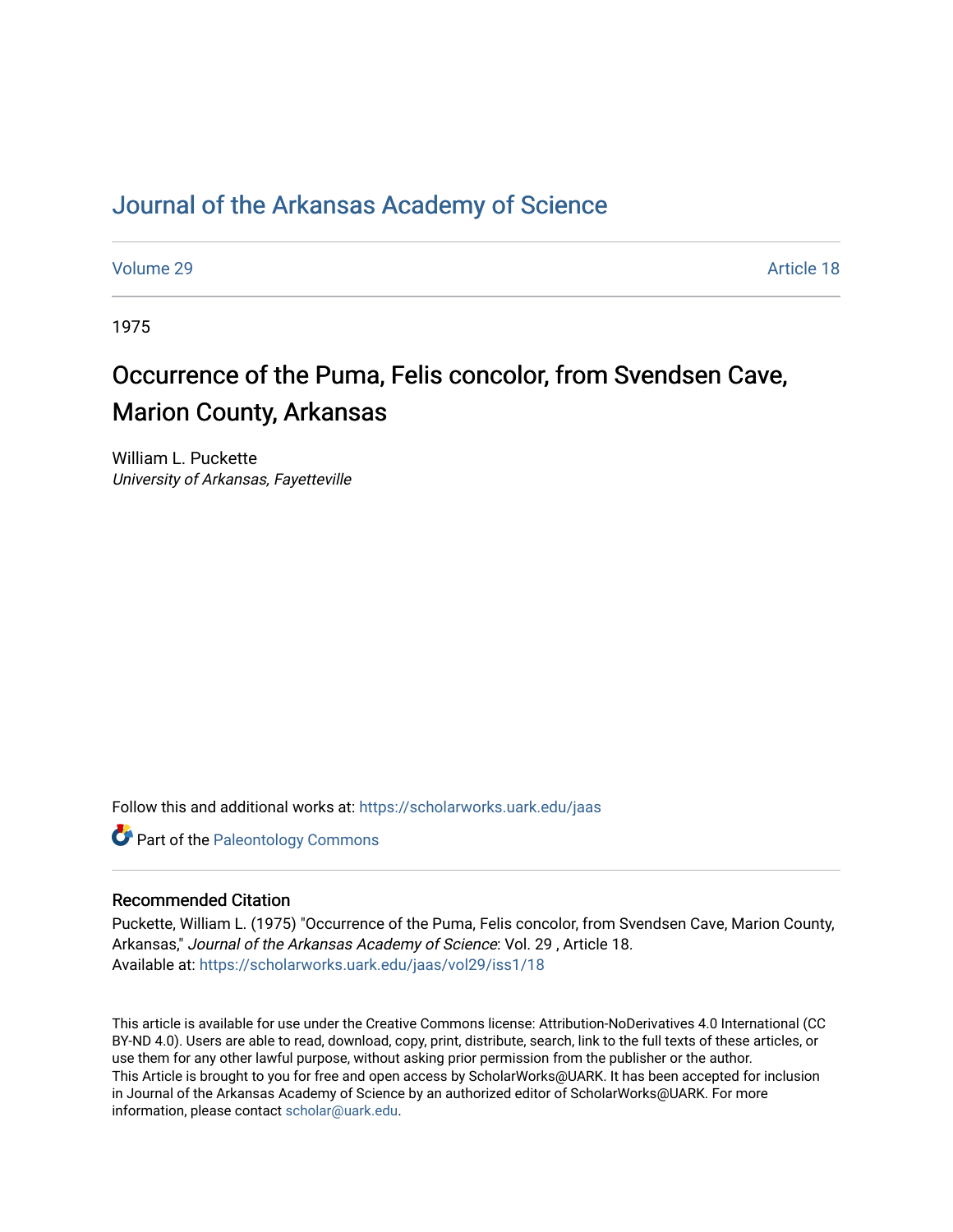# Journal of the Arkansas Academy of Science

Volume 29 Article 18

1975

## Occurrence of the Puma, Felis concolor, from Svendsen Cave, Marion County, Arkansas

William L. Puckette
*University of Arkansas, Fayetteville*

Follow this and additional works at: https://scholarworks.uark.edu/jaas

Part of the Paleontology Commons

### Recommended Citation

Puckette, William L. (1975) "Occurrence of the Puma, Felis concolor, from Svendsen Cave, Marion County, Arkansas," *Journal of the Arkansas Academy of Science*: Vol. 29 , Article 18.
Available at: https://scholarworks.uark.edu/jaas/vol29/iss1/18

This article is available for use under the Creative Commons license: Attribution-NoDerivatives 4.0 International (CC BY-ND 4.0). Users are able to read, download, copy, print, distribute, search, link to the full texts of these articles, or use them for any other lawful purpose, without asking prior permission from the publisher or the author.
This Article is brought to you for free and open access by ScholarWorks@UARK. It has been accepted for inclusion in Journal of the Arkansas Academy of Science by an authorized editor of ScholarWorks@UARK. For more information, please contact scholar@uark.edu.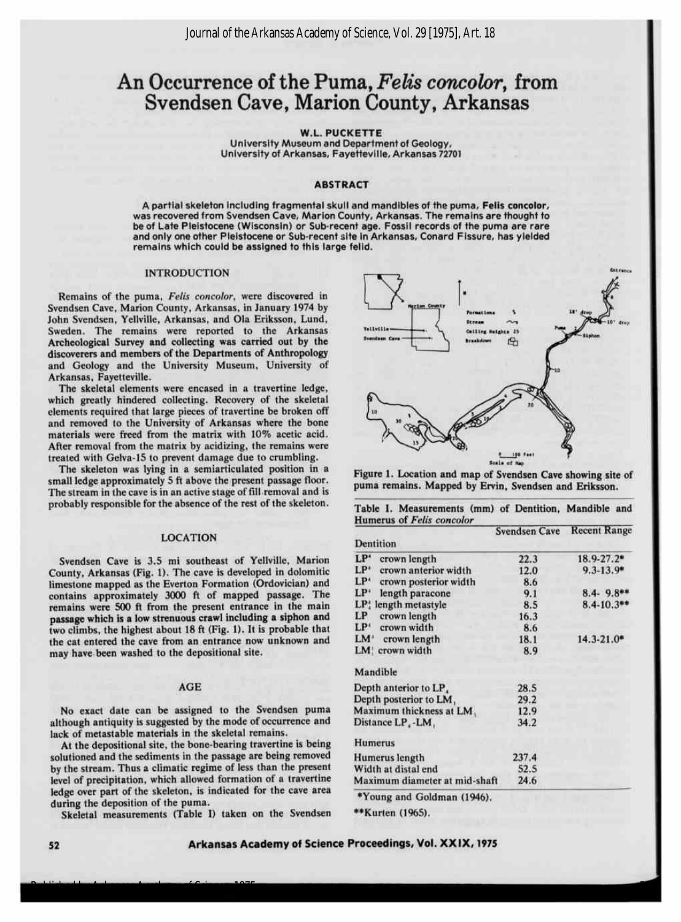# An Occurrence of the Puma, *Felis concolor*, from Svendsen Cave, Marion County, Arkansas

**W.L. PUCKETTE**
University Museum and Department of Geology,
University of Arkansas, Fayetteville, Arkansas 72701

## ABSTRACT

A partial skeleton including fragmental skull and mandibles of the puma, **Felis concolor**, was recovered from Svendsen Cave, Marion County, Arkansas. The remains are thought to be of Late Pleistocene (Wisconsin) or Sub-recent age. Fossil records of the puma are rare and only one other Pleistocene or Sub-recent site in Arkansas, Conard Fissure, has yielded remains which could be assigned to this large felid.

## INTRODUCTION

Remains of the puma, *Felis concolor*, were discovered in Svendsen Cave, Marion County, Arkansas, in January 1974 by John Svendsen, Yellville, Arkansas, and Ola Eriksson, Lund, Sweden. The remains were reported to the Arkansas Archeological Survey and collecting was carried out by the discoverers and members of the Departments of Anthropology and Geology and the University Museum, University of Arkansas, Fayetteville.

The skeletal elements were encased in a travertine ledge, which greatly hindered collecting. Recovery of the skeletal elements required that large pieces of travertine be broken off and removed to the University of Arkansas where the bone materials were freed from the matrix with 10% acetic acid. After removal from the matrix by acidizing, the remains were treated with Gelva-15 to prevent damage due to crumbling.

The skeleton was lying in a semiarticulated position in a small ledge approximately 5 ft above the present passage floor. The stream in the cave is in an active stage of fill removal and is probably responsible for the absence of the rest of the skeleton.

## LOCATION

Svendsen Cave is 3.5 mi southeast of Yellville, Marion County, Arkansas (Fig. 1). The cave is developed in dolomitic limestone mapped as the Everton Formation (Ordovician) and contains approximately 3000 ft of mapped passage. The remains were 500 ft from the present entrance in the main passage which is a low strenuous crawl including a siphon and two climbs, the highest about 18 ft (Fig. 1). It is probable that the cat entered the cave from an entrance now unknown and may have been washed to the depositional site.

## AGE

No exact date can be assigned to the Svendsen puma although antiquity is suggested by the mode of occurrence and lack of metastable materials in the skeletal remains.

At the depositional site, the bone-bearing travertine is being solutioned and the sediments in the passage are being removed by the stream. Thus a climatic regime of less than the present level of precipitation, which allowed formation of a travertine ledge over part of the skeleton, is indicated for the cave area during the deposition of the puma.

Skeletal measurements (Table I) taken on the Svendsen

Figure 1. Location and map of Svendsen Cave showing site of puma remains. Mapped by Ervin, Svendsen and Eriksson.

Table I. Measurements (mm) of Dentition, Mandible and Humerus of *Felis concolor*

| | Svendsen Cave | Recent Range |
|---|---|---|
| **Dentition** | | |
| $LP^4$ crown length | 22.3 | 18.9-27.2* |
| $LP^4$ crown anterior width | 12.0 | 9.3-13.9* |
| $LP^4$ crown posterior width | 8.6 | |
| $LP^4$ length paracone | 9.1 | 8.4- 9.8** |
| $LP^4_1$ length metastyle | 8.5 | 8.4-10.3** |
| $LP$ crown length | 16.3 | |
| $LP^4$ crown width | 8.6 | |
| $LM^1$ crown length | 18.1 | 14.3-21.0* |
| $LM_1^1$ crown width | 8.9 | |
| **Mandible** | | |
| Depth anterior to $LP_4$ | 28.5 | |
| Depth posterior to $LM_1$ | 29.2 | |
| Maximum thickness at $LM_1$ | 12.9 | |
| Distance $LP_4$-$LM_1$ | 34.2 | |
| **Humerus** | | |
| Humerus length | 237.4 | |
| Width at distal end | 52.5 | |
| Maximum diameter at mid-shaft | 24.6 | |

*Young and Goldman (1946).

**Kurten (1965).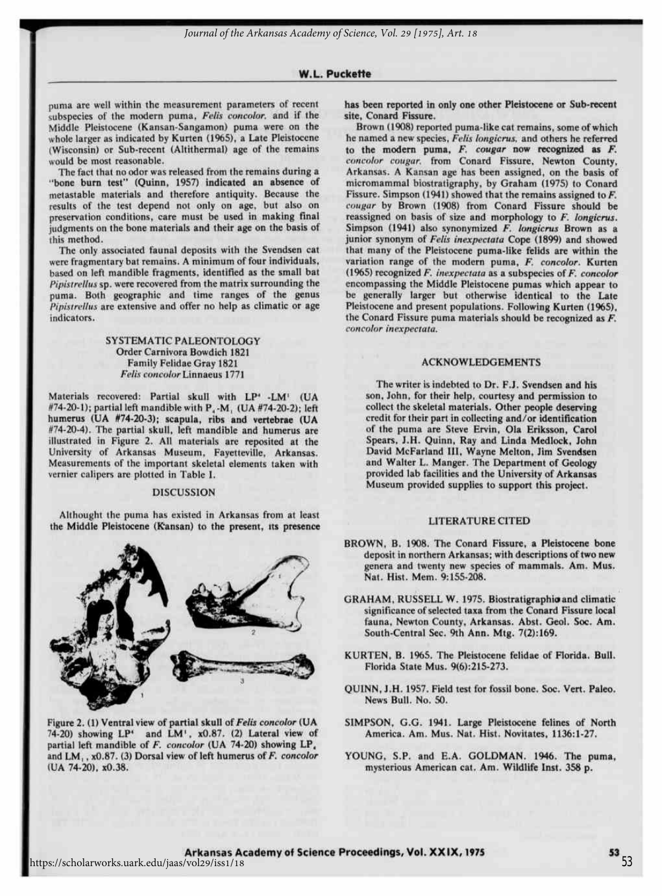puma are well within the measurement parameters of recent subspecies of the modern puma, *Felis concolor*, and if the Middle Pleistocene (Kansan-Sangamon) puma were on the whole larger as indicated by Kurten (1965), a Late Pleistocene (Wisconsin) or Sub-recent (Altithermal) age of the remains would be most reasonable.

The fact that no odor was released from the remains during a "bone burn test" (Quinn, 1957) indicated an absence of metastable materials and therefore antiquity. Because the results of the test depend not only on age, but also on preservation conditions, care must be used in making final judgments on the bone materials and their age on the basis of this method.

The only associated faunal deposits with the Svendsen cat were fragmentary bat remains. A minimum of four individuals, based on left mandible fragments, identified as the small bat *Pipistrellus* sp. were recovered from the matrix surrounding the puma. Both geographic and time ranges of the genus *Pipistrellus* are extensive and offer no help as climatic or age indicators.

## SYSTEMATIC PALEONTOLOGY

Order Carnivora Bowdich 1821
Family Felidae Gray 1821
*Felis concolor* Linnaeus 1771

Materials recovered: Partial skull with $LP^4$-$LM^1$ (UA #74-20-1); partial left mandible with $P_4$-$M_1$ (UA #74-20-2); left humerus (UA #74-20-3); scapula, ribs and vertebrae (UA #74-20-4). The partial skull, left mandible and humerus are illustrated in Figure 2. All materials are reposited at the University of Arkansas Museum, Fayetteville, Arkansas. Measurements of the important skeletal elements taken with vernier calipers are plotted in Table I.

## DISCUSSION

Althought the puma has existed in Arkansas from at least the Middle Pleistocene (Kansan) to the present, its presence has been reported in only one other Pleistocene or Sub-recent site, Conard Fissure.

Figure 2. (1) Ventral view of partial skull of *Felis concolor* (UA 74-20) showing $LP^4$ and $LM^1$, x0.87. (2) Lateral view of partial left mandible of *F. concolor* (UA 74-20) showing $LP_4$ and $LM_1$, x0.87. (3) Dorsal view of left humerus of *F. concolor* (UA 74-20), x0.38.

Brown (1908) reported puma-like cat remains, some of which he named a new species, *Felis longicrus*, and others he referred to the modern puma, *F. cougar* now recognized as *F. concolor cougar*, from Conard Fissure, Newton County, Arkansas. A Kansan age has been assigned, on the basis of micromammal biostratigraphy, by Graham (1975) to Conard Fissure. Simpson (1941) showed that the remains assigned to *F. cougar* by Brown (1908) from Conard Fissure should be reassigned on basis of size and morphology to *F. longicrus*. Simpson (1941) also synonymized *F. longicrus* Brown as a junior synonym of *Felis inexpectata* Cope (1899) and showed that many of the Pleistocene puma-like felids are within the variation range of the modern puma, *F. concolor*. Kurten (1965) recognized *F. inexpectata* as a subspecies of *F. concolor* encompassing the Middle Pleistocene pumas which appear to be generally larger but otherwise identical to the Late Pleistocene and present populations. Following Kurten (1965), the Conard Fissure puma materials should be recognized as *F. concolor inexpectata*.

## ACKNOWLEDGEMENTS

The writer is indebted to Dr. F.J. Svendsen and his son, John, for their help, courtesy and permission to collect the skeletal materials. Other people deserving credit for their part in collecting and/or identification of the puma are Steve Ervin, Ola Eriksson, Carol Spears, J.H. Quinn, Ray and Linda Medlock, John David McFarland III, Wayne Melton, Jim Svendsen and Walter L. Manger. The Department of Geology provided lab facilities and the University of Arkansas Museum provided supplies to support this project.

## LITERATURE CITED

BROWN, B. 1908. The Conard Fissure, a Pleistocene bone deposit in northern Arkansas; with descriptions of two new genera and twenty new species of mammals. Am. Mus. Nat. Hist. Mem. 9:155-208.

GRAHAM, RUSSELL W. 1975. Biostratigraphic and climatic significance of selected taxa from the Conard Fissure local fauna, Newton County, Arkansas. Abst. Geol. Soc. Am. South-Central Sec. 9th Ann. Mtg. 7(2):169.

KURTEN, B. 1965. The Pleistocene felidae of Florida. Bull. Florida State Mus. 9(6):215-273.

QUINN, J.H. 1957. Field test for fossil bone. Soc. Vert. Paleo. News Bull. No. 50.

SIMPSON, G.G. 1941. Large Pleistocene felines of North America. Am. Mus. Nat. Hist. Novitates, 1136:1-27.

YOUNG, S.P. and E.A. GOLDMAN. 1946. The puma, mysterious American cat. Am. Wildlife Inst. 358 p.